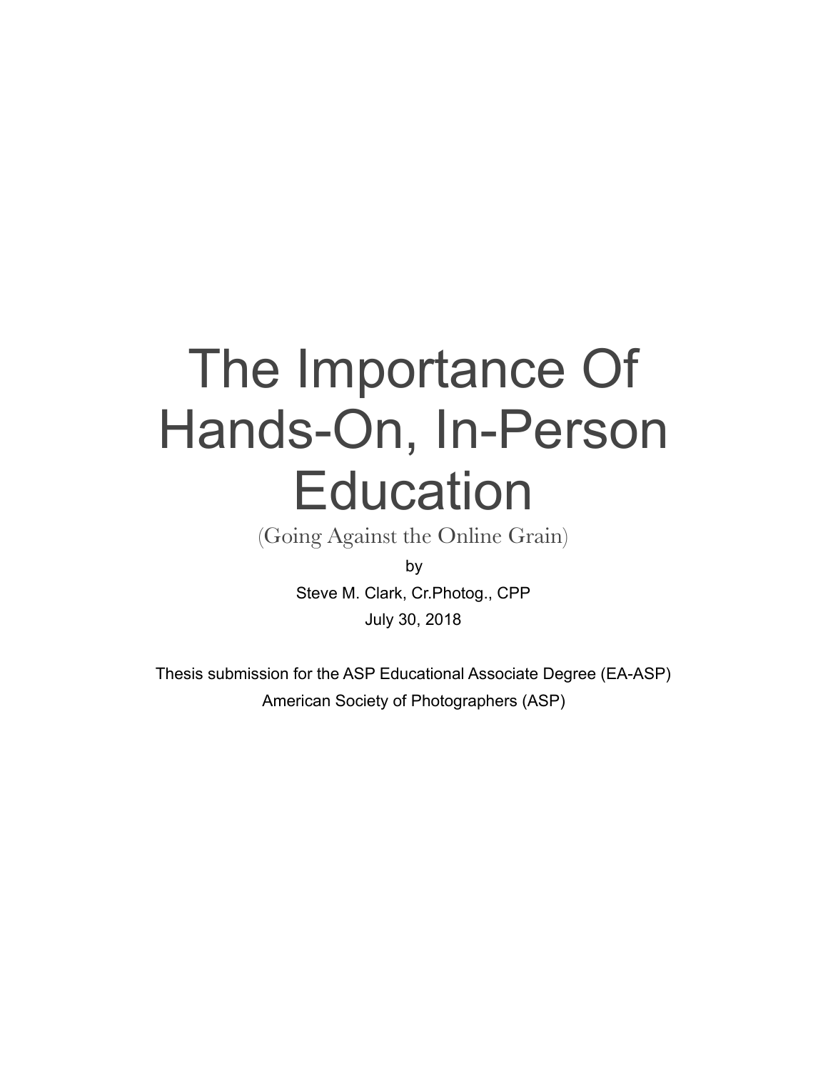# The Importance Of Hands-On, In-Person Education

(Going Against the Online Grain)

by

Steve M. Clark, Cr.Photog., CPP

July 30, 2018

Thesis submission for the ASP Educational Associate Degree (EA-ASP)

American Society of Photographers (ASP)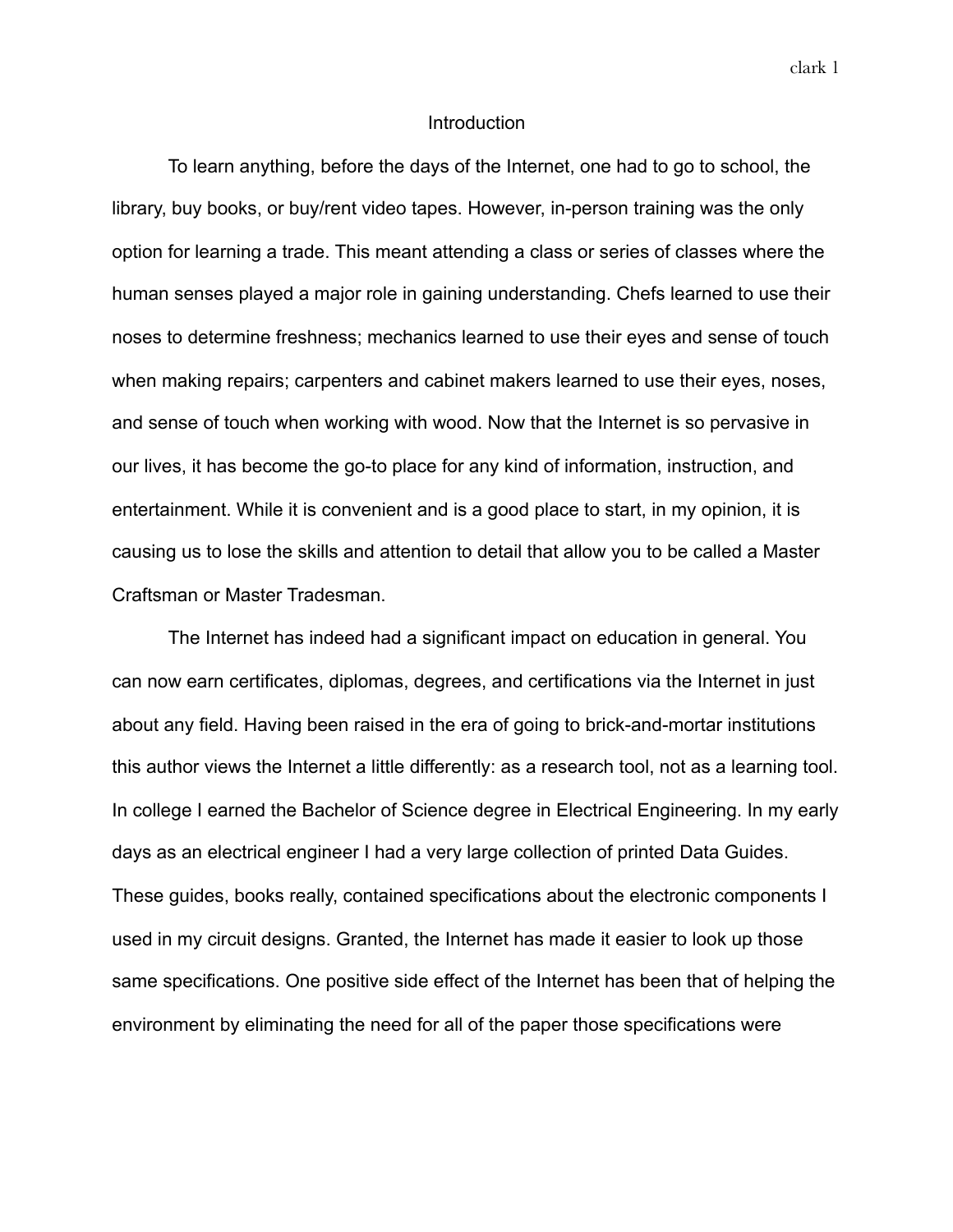# Introduction

To learn anything, before the days of the Internet, one had to go to school, the library, buy books, or buy/rent video tapes. However, in-person training was the only option for learning a trade. This meant attending a class or series of classes where the human senses played a major role in gaining understanding. Chefs learned to use their noses to determine freshness; mechanics learned to use their eyes and sense of touch when making repairs; carpenters and cabinet makers learned to use their eyes, noses, and sense of touch when working with wood. Now that the Internet is so pervasive in our lives, it has become the go-to place for any kind of information, instruction, and entertainment. While it is convenient and is a good place to start, in my opinion, it is causing us to lose the skills and attention to detail that allow you to be called a Master Craftsman or Master Tradesman.

The Internet has indeed had a significant impact on education in general. You can now earn certificates, diplomas, degrees, and certifications via the Internet in just about any field. Having been raised in the era of going to brick-and-mortar institutions this author views the Internet a little differently: as a research tool, not as a learning tool. In college I earned the Bachelor of Science degree in Electrical Engineering. In my early days as an electrical engineer I had a very large collection of printed Data Guides. These guides, books really, contained specifications about the electronic components I used in my circuit designs. Granted, the Internet has made it easier to look up those same specifications. One positive side effect of the Internet has been that of helping the environment by eliminating the need for all of the paper those specifications were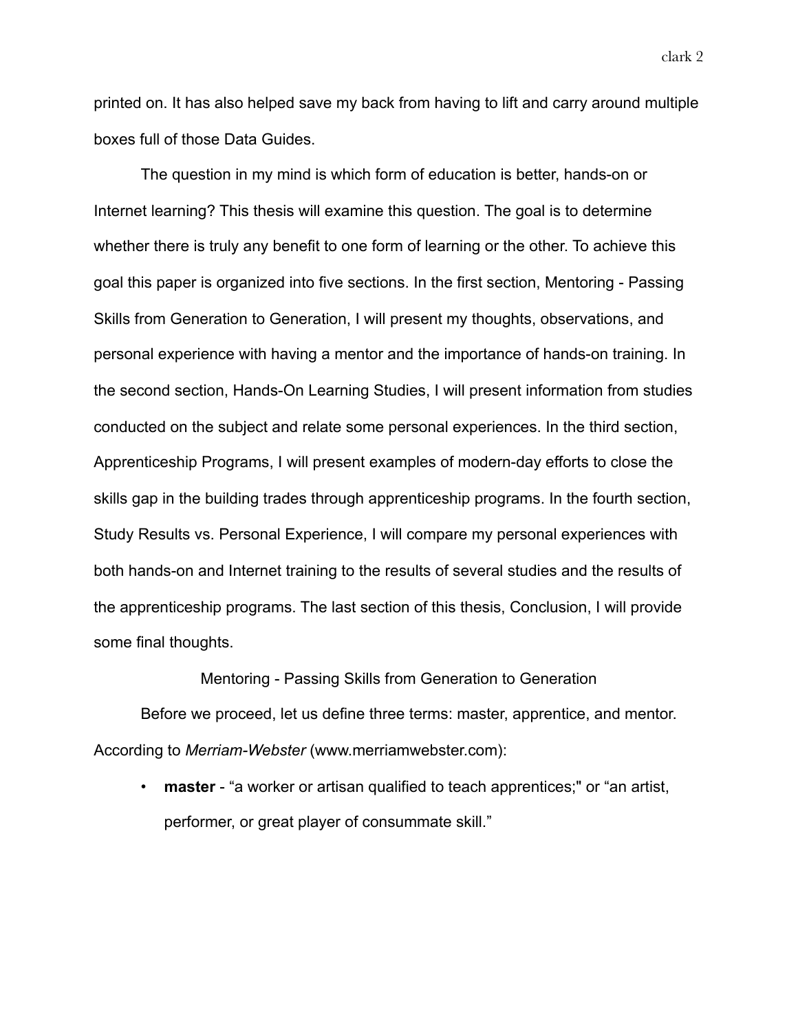printed on. It has also helped save my back from having to lift and carry around multiple boxes full of those Data Guides.

The question in my mind is which form of education is better, hands-on or Internet learning? This thesis will examine this question. The goal is to determine whether there is truly any benefit to one form of learning or the other. To achieve this goal this paper is organized into five sections. In the first section, Mentoring - Passing Skills from Generation to Generation, I will present my thoughts, observations, and personal experience with having a mentor and the importance of hands-on training. In the second section, Hands-On Learning Studies, I will present information from studies conducted on the subject and relate some personal experiences. In the third section, Apprenticeship Programs, I will present examples of modern-day efforts to close the skills gap in the building trades through apprenticeship programs. In the fourth section, Study Results vs. Personal Experience, I will compare my personal experiences with both hands-on and Internet training to the results of several studies and the results of the apprenticeship programs. The last section of this thesis, Conclusion, I will provide some final thoughts.

## Mentoring - Passing Skills from Generation to Generation

Before we proceed, let us define three terms: master, apprentice, and mentor. According to *Merriam-Webster* (www.merriamwebster.com):

- **master** - "a worker or artisan qualified to teach apprentices;" or "an artist, performer, or great player of consummate skill."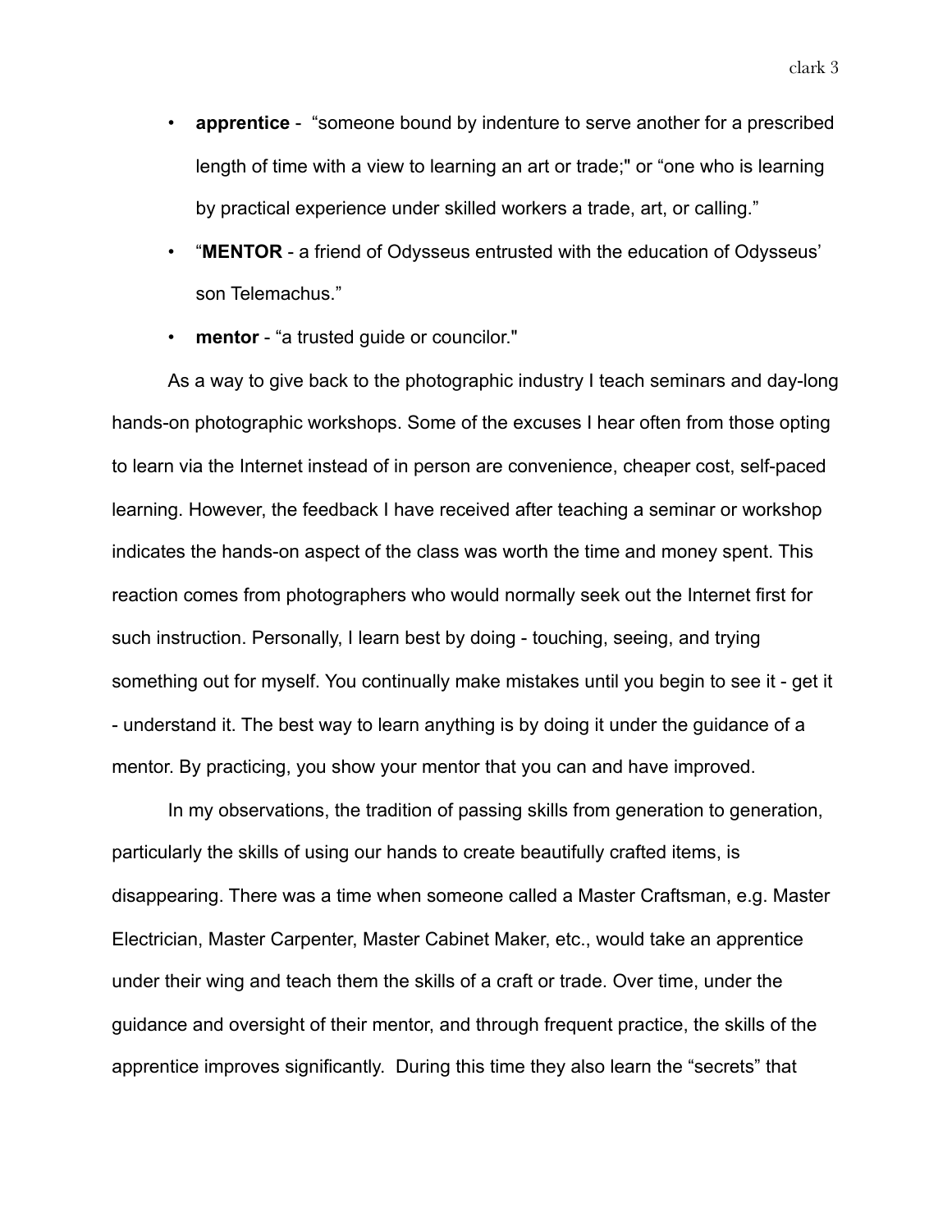- **apprentice** - "someone bound by indenture to serve another for a prescribed length of time with a view to learning an art or trade;" or "one who is learning by practical experience under skilled workers a trade, art, or calling."
- "**MENTOR** - a friend of Odysseus entrusted with the education of Odysseus' son Telemachus."
- **mentor** - "a trusted guide or councilor."

As a way to give back to the photographic industry I teach seminars and day-long hands-on photographic workshops. Some of the excuses I hear often from those opting to learn via the Internet instead of in person are convenience, cheaper cost, self-paced learning. However, the feedback I have received after teaching a seminar or workshop indicates the hands-on aspect of the class was worth the time and money spent. This reaction comes from photographers who would normally seek out the Internet first for such instruction. Personally, I learn best by doing - touching, seeing, and trying something out for myself. You continually make mistakes until you begin to see it - get it - understand it. The best way to learn anything is by doing it under the guidance of a mentor. By practicing, you show your mentor that you can and have improved.

In my observations, the tradition of passing skills from generation to generation, particularly the skills of using our hands to create beautifully crafted items, is disappearing. There was a time when someone called a Master Craftsman, e.g. Master Electrician, Master Carpenter, Master Cabinet Maker, etc., would take an apprentice under their wing and teach them the skills of a craft or trade. Over time, under the guidance and oversight of their mentor, and through frequent practice, the skills of the apprentice improves significantly. During this time they also learn the "secrets" that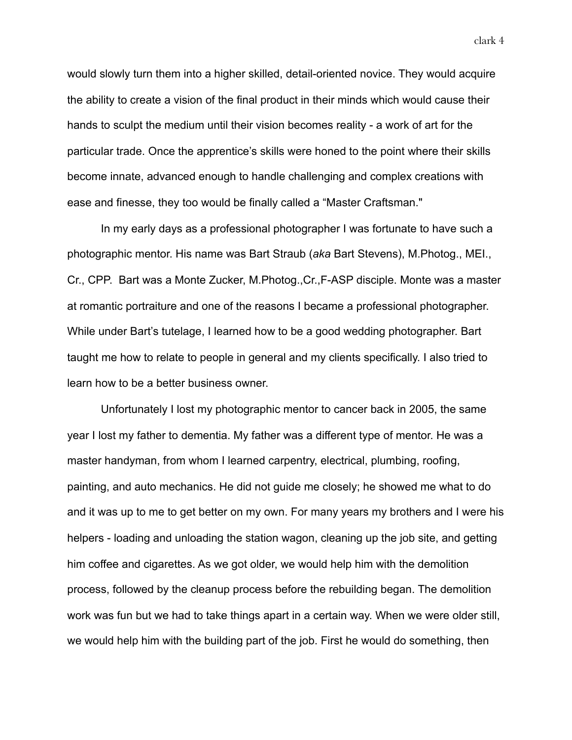would slowly turn them into a higher skilled, detail-oriented novice. They would acquire the ability to create a vision of the final product in their minds which would cause their hands to sculpt the medium until their vision becomes reality - a work of art for the particular trade. Once the apprentice's skills were honed to the point where their skills become innate, advanced enough to handle challenging and complex creations with ease and finesse, they too would be finally called a "Master Craftsman."

In my early days as a professional photographer I was fortunate to have such a photographic mentor. His name was Bart Straub (*aka* Bart Stevens), M.Photog., MEI., Cr., CPP. Bart was a Monte Zucker, M.Photog.,Cr.,F-ASP disciple. Monte was a master at romantic portraiture and one of the reasons I became a professional photographer. While under Bart's tutelage, I learned how to be a good wedding photographer. Bart taught me how to relate to people in general and my clients specifically. I also tried to learn how to be a better business owner.

Unfortunately I lost my photographic mentor to cancer back in 2005, the same year I lost my father to dementia. My father was a different type of mentor. He was a master handyman, from whom I learned carpentry, electrical, plumbing, roofing, painting, and auto mechanics. He did not guide me closely; he showed me what to do and it was up to me to get better on my own. For many years my brothers and I were his helpers - loading and unloading the station wagon, cleaning up the job site, and getting him coffee and cigarettes. As we got older, we would help him with the demolition process, followed by the cleanup process before the rebuilding began. The demolition work was fun but we had to take things apart in a certain way. When we were older still, we would help him with the building part of the job. First he would do something, then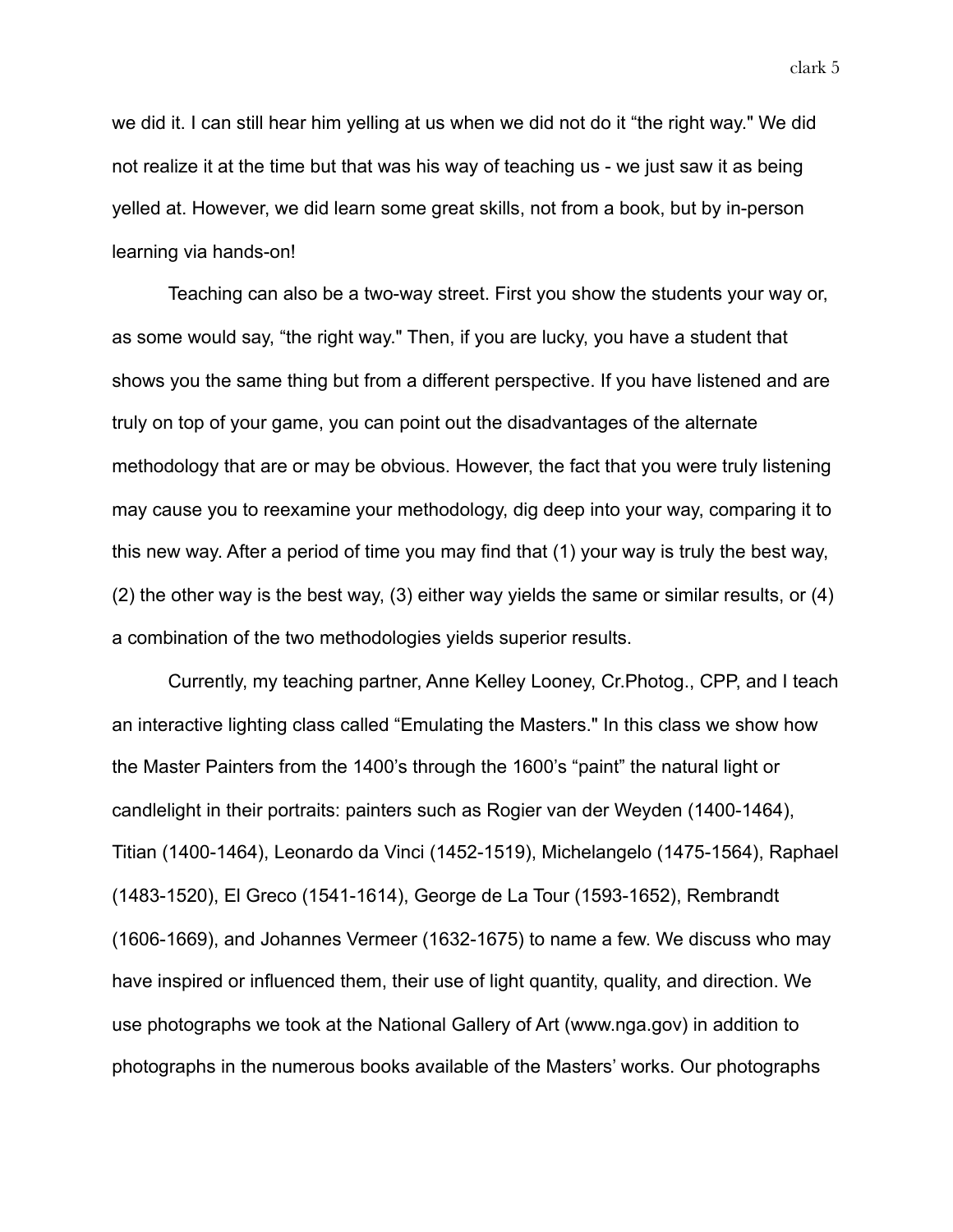we did it. I can still hear him yelling at us when we did not do it “the right way." We did not realize it at the time but that was his way of teaching us - we just saw it as being yelled at. However, we did learn some great skills, not from a book, but by in-person learning via hands-on!

Teaching can also be a two-way street. First you show the students your way or, as some would say, “the right way." Then, if you are lucky, you have a student that shows you the same thing but from a different perspective. If you have listened and are truly on top of your game, you can point out the disadvantages of the alternate methodology that are or may be obvious. However, the fact that you were truly listening may cause you to reexamine your methodology, dig deep into your way, comparing it to this new way. After a period of time you may find that (1) your way is truly the best way, (2) the other way is the best way, (3) either way yields the same or similar results, or (4) a combination of the two methodologies yields superior results.

Currently, my teaching partner, Anne Kelley Looney, Cr.Photog., CPP, and I teach an interactive lighting class called “Emulating the Masters." In this class we show how the Master Painters from the 1400’s through the 1600’s “paint” the natural light or candlelight in their portraits: painters such as Rogier van der Weyden (1400-1464), Titian (1400-1464), Leonardo da Vinci (1452-1519), Michelangelo (1475-1564), Raphael (1483-1520), El Greco (1541-1614), George de La Tour (1593-1652), Rembrandt (1606-1669), and Johannes Vermeer (1632-1675) to name a few. We discuss who may have inspired or influenced them, their use of light quantity, quality, and direction. We use photographs we took at the National Gallery of Art (www.nga.gov) in addition to photographs in the numerous books available of the Masters’ works. Our photographs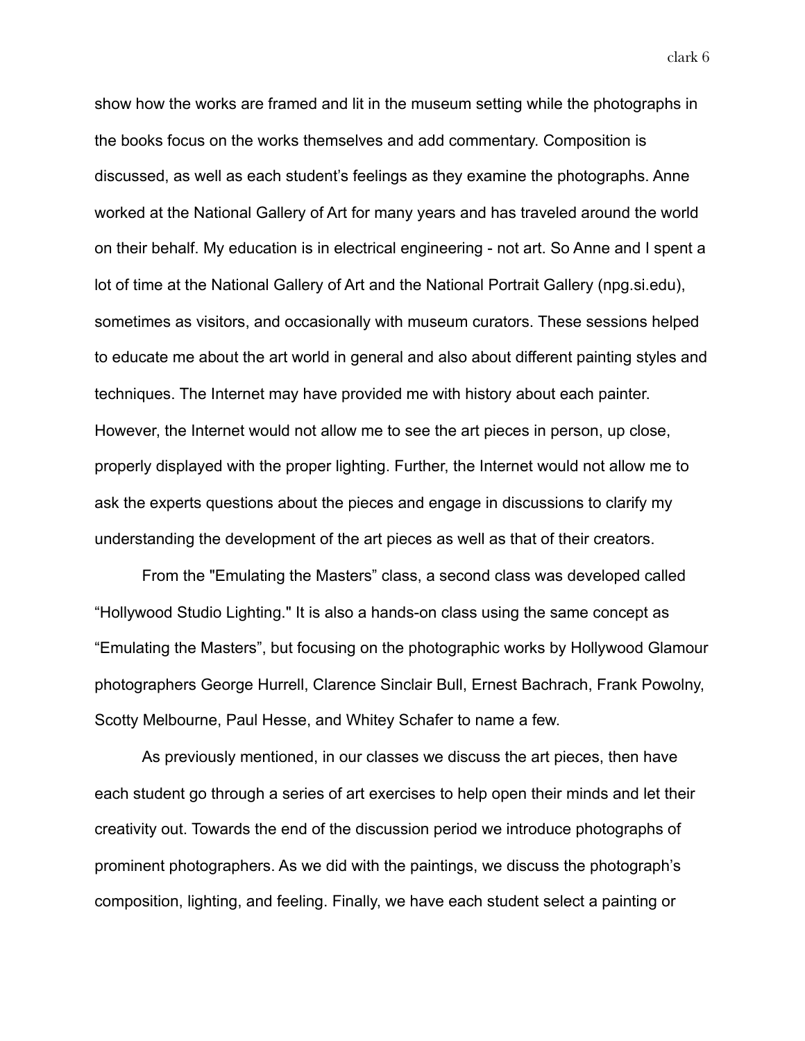show how the works are framed and lit in the museum setting while the photographs in the books focus on the works themselves and add commentary. Composition is discussed, as well as each student's feelings as they examine the photographs. Anne worked at the National Gallery of Art for many years and has traveled around the world on their behalf. My education is in electrical engineering - not art. So Anne and I spent a lot of time at the National Gallery of Art and the National Portrait Gallery (npg.si.edu), sometimes as visitors, and occasionally with museum curators. These sessions helped to educate me about the art world in general and also about different painting styles and techniques. The Internet may have provided me with history about each painter. However, the Internet would not allow me to see the art pieces in person, up close, properly displayed with the proper lighting. Further, the Internet would not allow me to ask the experts questions about the pieces and engage in discussions to clarify my understanding the development of the art pieces as well as that of their creators.

From the "Emulating the Masters" class, a second class was developed called "Hollywood Studio Lighting." It is also a hands-on class using the same concept as "Emulating the Masters", but focusing on the photographic works by Hollywood Glamour photographers George Hurrell, Clarence Sinclair Bull, Ernest Bachrach, Frank Powolny, Scotty Melbourne, Paul Hesse, and Whitey Schafer to name a few.

As previously mentioned, in our classes we discuss the art pieces, then have each student go through a series of art exercises to help open their minds and let their creativity out. Towards the end of the discussion period we introduce photographs of prominent photographers. As we did with the paintings, we discuss the photograph's composition, lighting, and feeling. Finally, we have each student select a painting or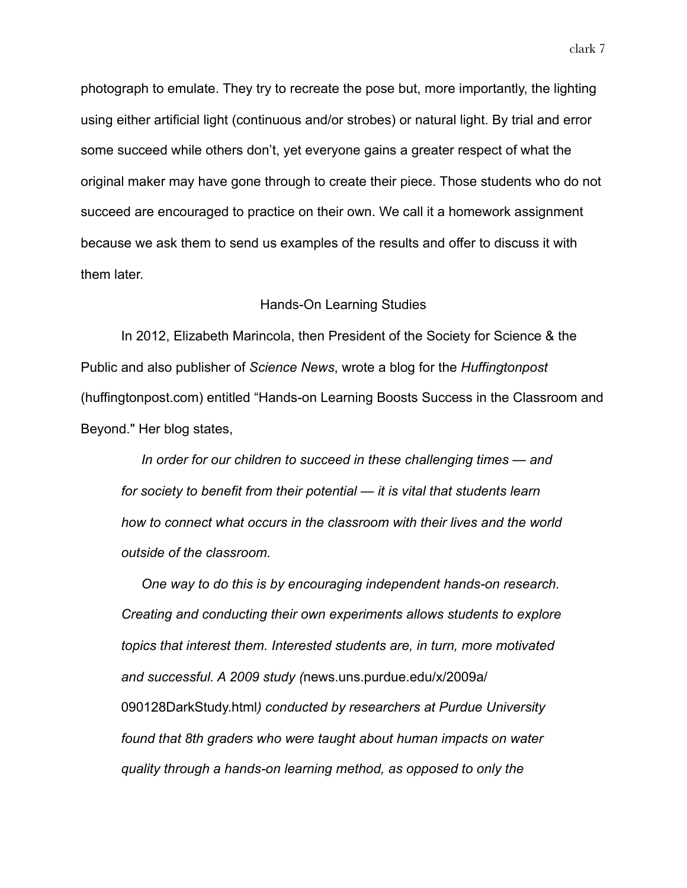photograph to emulate. They try to recreate the pose but, more importantly, the lighting using either artificial light (continuous and/or strobes) or natural light. By trial and error some succeed while others don't, yet everyone gains a greater respect of what the original maker may have gone through to create their piece. Those students who do not succeed are encouraged to practice on their own. We call it a homework assignment because we ask them to send us examples of the results and offer to discuss it with them later.

## Hands-On Learning Studies

In 2012, Elizabeth Marincola, then President of the Society for Science & the Public and also publisher of *Science News*, wrote a blog for the *Huffingtonpost* (huffingtonpost.com) entitled "Hands-on Learning Boosts Success in the Classroom and Beyond." Her blog states,

> *In order for our children to succeed in these challenging times — and for society to benefit from their potential — it is vital that students learn how to connect what occurs in the classroom with their lives and the world outside of the classroom.*
>
> *One way to do this is by encouraging independent hands-on research. Creating and conducting their own experiments allows students to explore topics that interest them. Interested students are, in turn, more motivated and successful. A 2009 study (*news.uns.purdue.edu/x/2009a/090128DarkStudy.html*) conducted by researchers at Purdue University found that 8th graders who were taught about human impacts on water quality through a hands-on learning method, as opposed to only the*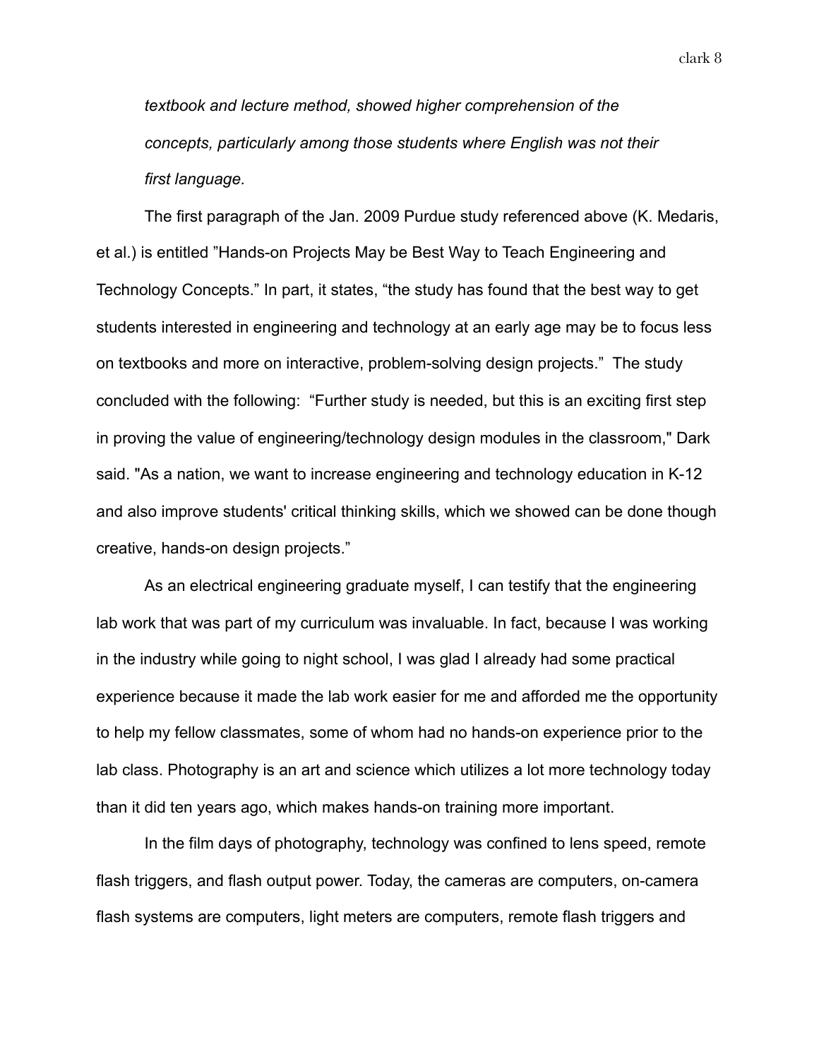*textbook and lecture method, showed higher comprehension of the concepts, particularly among those students where English was not their first language.*

The first paragraph of the Jan. 2009 Purdue study referenced above (K. Medaris, et al.) is entitled ”Hands-on Projects May be Best Way to Teach Engineering and Technology Concepts.” In part, it states, “the study has found that the best way to get students interested in engineering and technology at an early age may be to focus less on textbooks and more on interactive, problem-solving design projects.” The study concluded with the following: “Further study is needed, but this is an exciting first step in proving the value of engineering/technology design modules in the classroom," Dark said. "As a nation, we want to increase engineering and technology education in K-12 and also improve students' critical thinking skills, which we showed can be done though creative, hands-on design projects.”

As an electrical engineering graduate myself, I can testify that the engineering lab work that was part of my curriculum was invaluable. In fact, because I was working in the industry while going to night school, I was glad I already had some practical experience because it made the lab work easier for me and afforded me the opportunity to help my fellow classmates, some of whom had no hands-on experience prior to the lab class. Photography is an art and science which utilizes a lot more technology today than it did ten years ago, which makes hands-on training more important.

In the film days of photography, technology was confined to lens speed, remote flash triggers, and flash output power. Today, the cameras are computers, on-camera flash systems are computers, light meters are computers, remote flash triggers and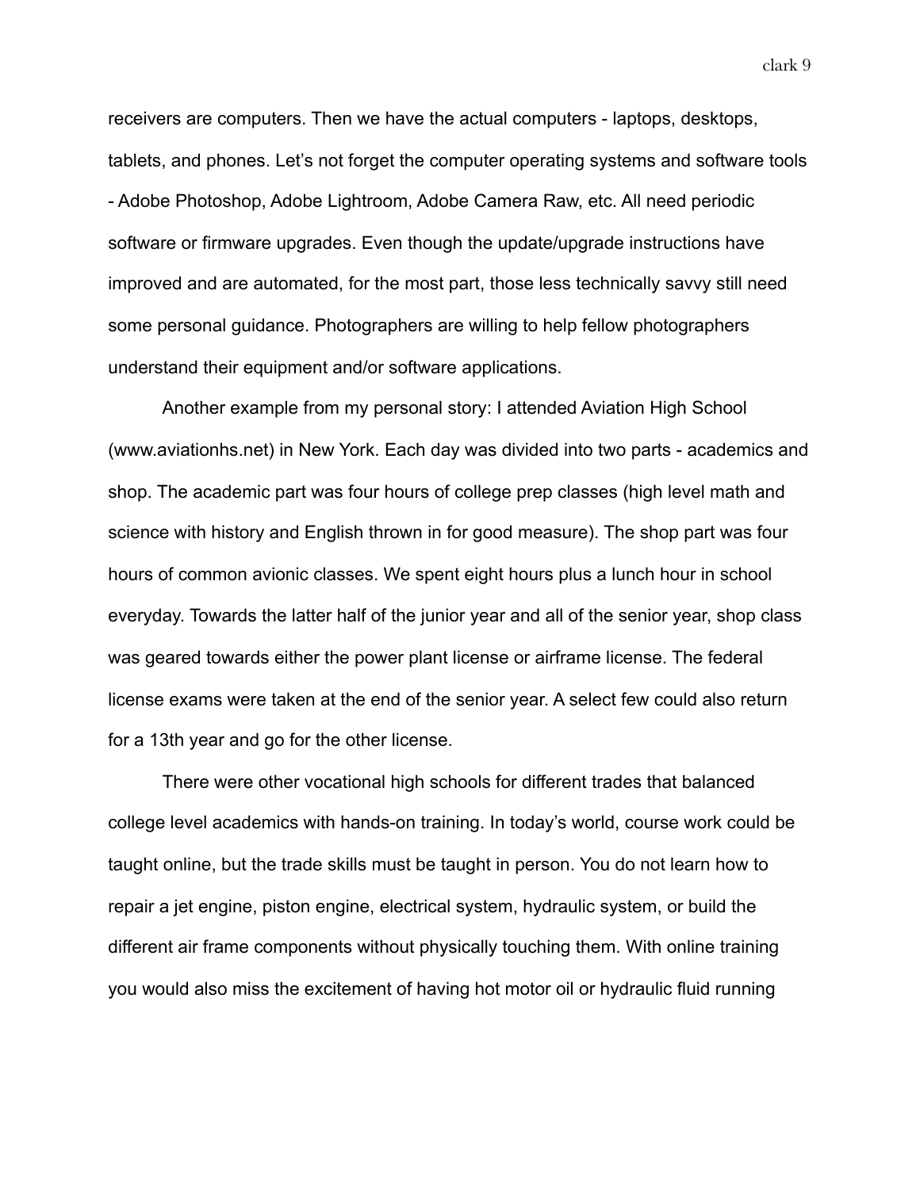receivers are computers. Then we have the actual computers - laptops, desktops, tablets, and phones. Let's not forget the computer operating systems and software tools - Adobe Photoshop, Adobe Lightroom, Adobe Camera Raw, etc. All need periodic software or firmware upgrades. Even though the update/upgrade instructions have improved and are automated, for the most part, those less technically savvy still need some personal guidance. Photographers are willing to help fellow photographers understand their equipment and/or software applications.

Another example from my personal story: I attended Aviation High School (www.aviationhs.net) in New York. Each day was divided into two parts - academics and shop. The academic part was four hours of college prep classes (high level math and science with history and English thrown in for good measure). The shop part was four hours of common avionic classes. We spent eight hours plus a lunch hour in school everyday. Towards the latter half of the junior year and all of the senior year, shop class was geared towards either the power plant license or airframe license. The federal license exams were taken at the end of the senior year. A select few could also return for a 13th year and go for the other license.

There were other vocational high schools for different trades that balanced college level academics with hands-on training. In today's world, course work could be taught online, but the trade skills must be taught in person. You do not learn how to repair a jet engine, piston engine, electrical system, hydraulic system, or build the different air frame components without physically touching them. With online training you would also miss the excitement of having hot motor oil or hydraulic fluid running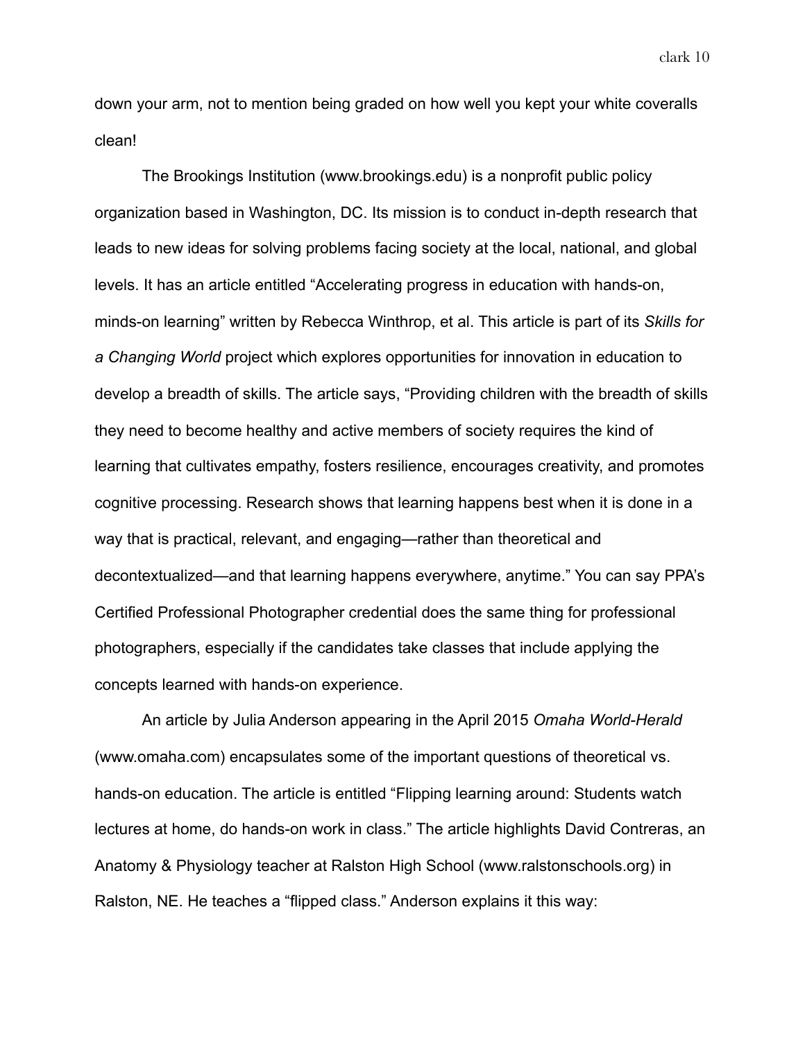down your arm, not to mention being graded on how well you kept your white coveralls clean!

The Brookings Institution (www.brookings.edu) is a nonprofit public policy organization based in Washington, DC. Its mission is to conduct in-depth research that leads to new ideas for solving problems facing society at the local, national, and global levels. It has an article entitled "Accelerating progress in education with hands-on, minds-on learning" written by Rebecca Winthrop, et al. This article is part of its *Skills for a Changing World* project which explores opportunities for innovation in education to develop a breadth of skills. The article says, "Providing children with the breadth of skills they need to become healthy and active members of society requires the kind of learning that cultivates empathy, fosters resilience, encourages creativity, and promotes cognitive processing. Research shows that learning happens best when it is done in a way that is practical, relevant, and engaging—rather than theoretical and decontextualized—and that learning happens everywhere, anytime." You can say PPA's Certified Professional Photographer credential does the same thing for professional photographers, especially if the candidates take classes that include applying the concepts learned with hands-on experience.

An article by Julia Anderson appearing in the April 2015 *Omaha World-Herald* (www.omaha.com) encapsulates some of the important questions of theoretical vs. hands-on education. The article is entitled "Flipping learning around: Students watch lectures at home, do hands-on work in class." The article highlights David Contreras, an Anatomy & Physiology teacher at Ralston High School (www.ralstonschools.org) in Ralston, NE. He teaches a "flipped class." Anderson explains it this way: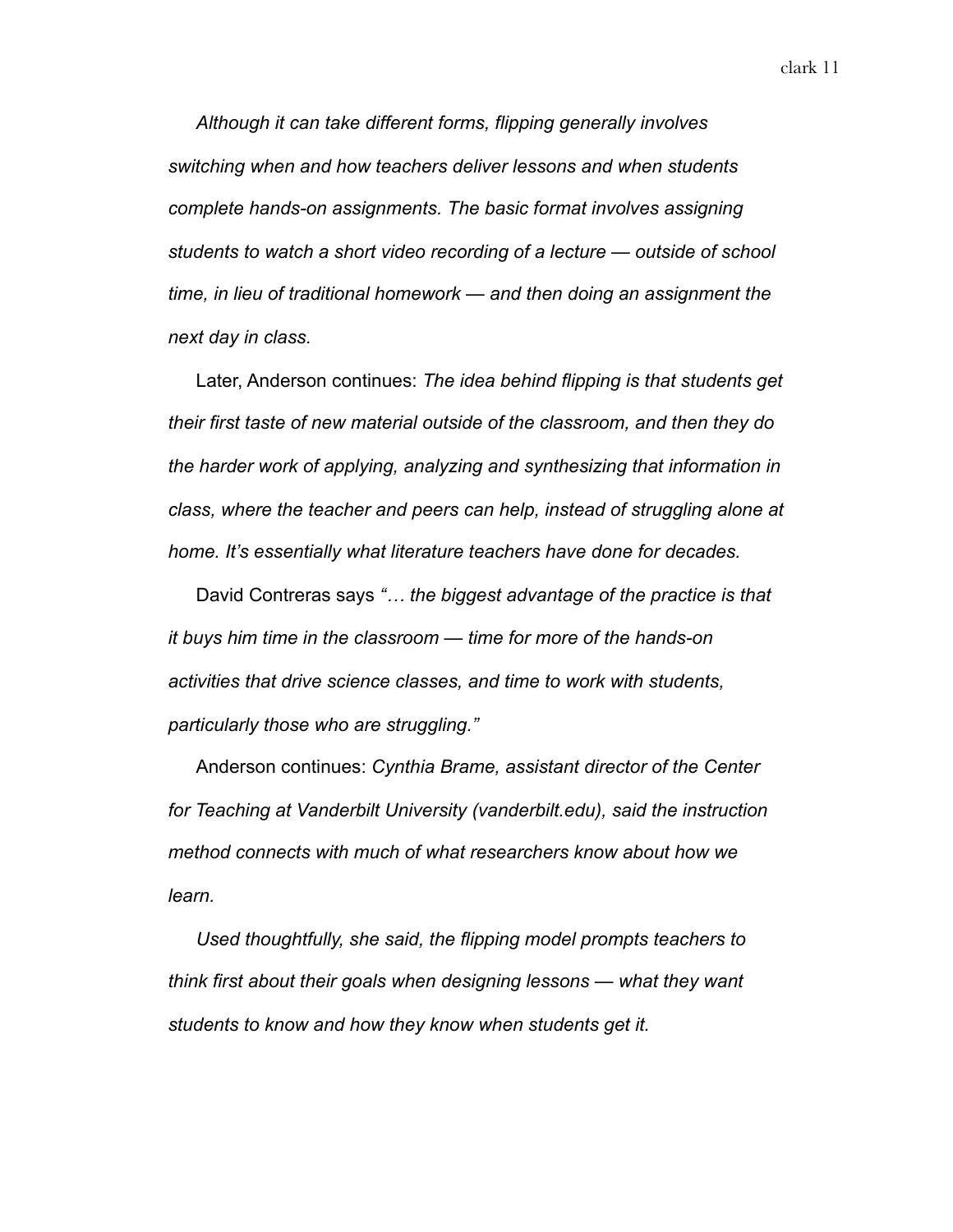*Although it can take different forms, flipping generally involves switching when and how teachers deliver lessons and when students complete hands-on assignments. The basic format involves assigning students to watch a short video recording of a lecture — outside of school time, in lieu of traditional homework — and then doing an assignment the next day in class.*

Later, Anderson continues: *The idea behind flipping is that students get their first taste of new material outside of the classroom, and then they do the harder work of applying, analyzing and synthesizing that information in class, where the teacher and peers can help, instead of struggling alone at home. It's essentially what literature teachers have done for decades.*

David Contreras says *"… the biggest advantage of the practice is that it buys him time in the classroom — time for more of the hands-on activities that drive science classes, and time to work with students, particularly those who are struggling."*

Anderson continues: *Cynthia Brame, assistant director of the Center for Teaching at Vanderbilt University (vanderbilt.edu), said the instruction method connects with much of what researchers know about how we learn.*

*Used thoughtfully, she said, the flipping model prompts teachers to think first about their goals when designing lessons — what they want students to know and how they know when students get it.*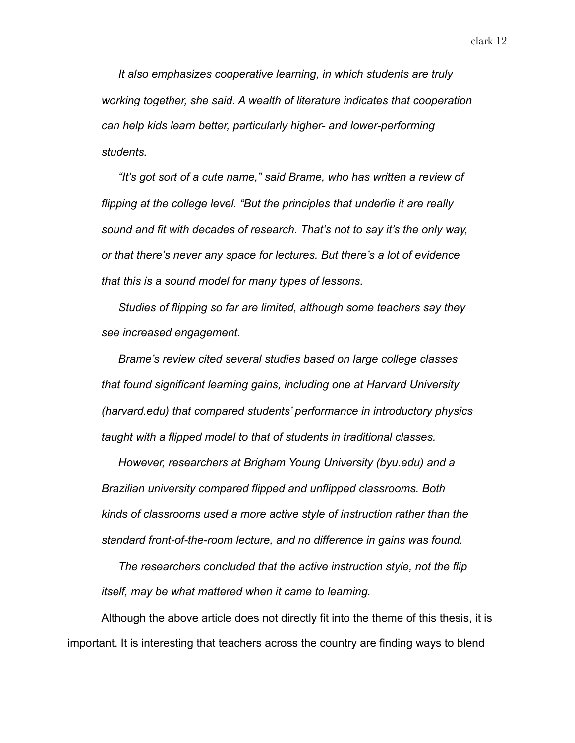*It also emphasizes cooperative learning, in which students are truly working together, she said. A wealth of literature indicates that cooperation can help kids learn better, particularly higher- and lower-performing students.*

*"It's got sort of a cute name," said Brame, who has written a review of flipping at the college level. "But the principles that underlie it are really sound and fit with decades of research. That's not to say it's the only way, or that there's never any space for lectures. But there's a lot of evidence that this is a sound model for many types of lessons.*

*Studies of flipping so far are limited, although some teachers say they see increased engagement.*

*Brame's review cited several studies based on large college classes that found significant learning gains, including one at Harvard University (harvard.edu) that compared students' performance in introductory physics taught with a flipped model to that of students in traditional classes.*

*However, researchers at Brigham Young University (byu.edu) and a Brazilian university compared flipped and unflipped classrooms. Both kinds of classrooms used a more active style of instruction rather than the standard front-of-the-room lecture, and no difference in gains was found.*

*The researchers concluded that the active instruction style, not the flip itself, may be what mattered when it came to learning.*

Although the above article does not directly fit into the theme of this thesis, it is important. It is interesting that teachers across the country are finding ways to blend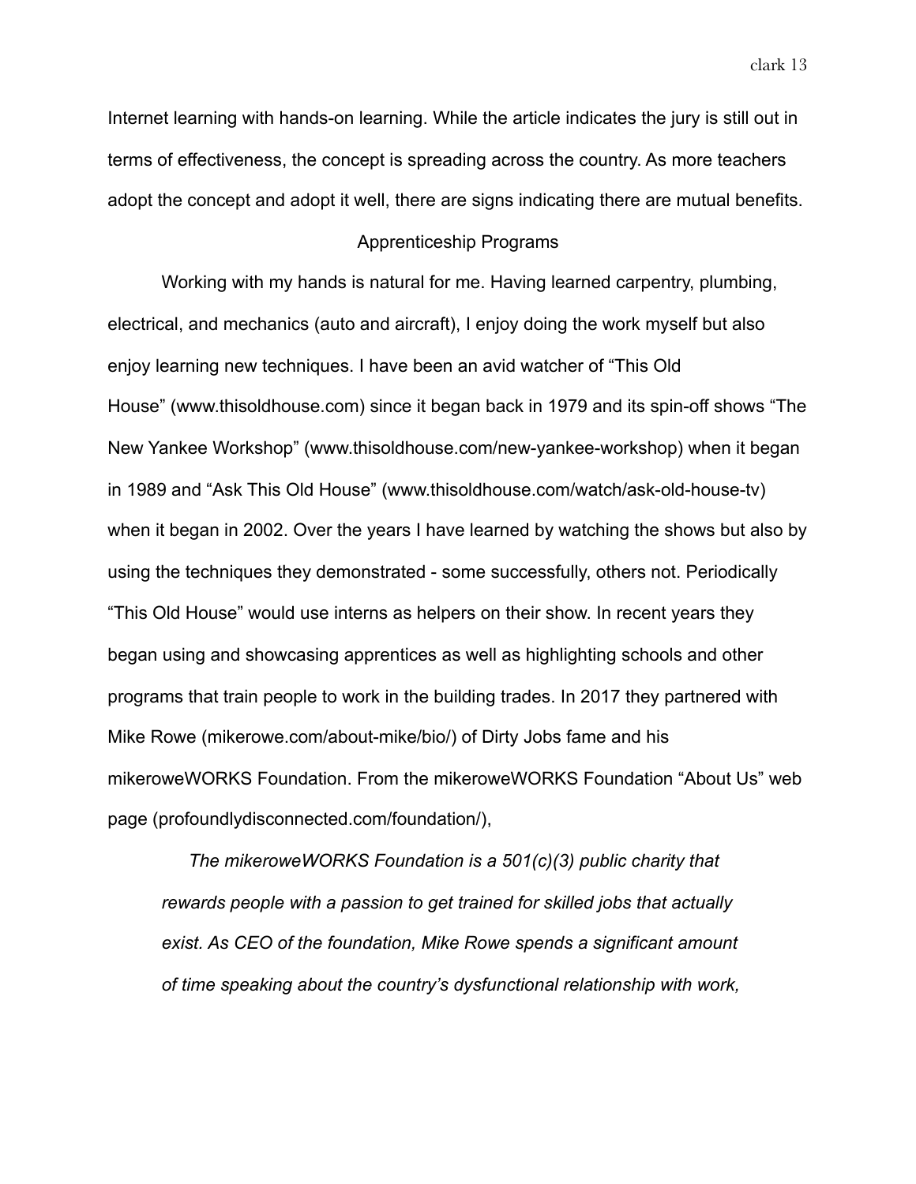Internet learning with hands-on learning. While the article indicates the jury is still out in terms of effectiveness, the concept is spreading across the country. As more teachers adopt the concept and adopt it well, there are signs indicating there are mutual benefits.

## Apprenticeship Programs

Working with my hands is natural for me. Having learned carpentry, plumbing, electrical, and mechanics (auto and aircraft), I enjoy doing the work myself but also enjoy learning new techniques. I have been an avid watcher of "This Old House" (www.thisoldhouse.com) since it began back in 1979 and its spin-off shows "The New Yankee Workshop" (www.thisoldhouse.com/new-yankee-workshop) when it began in 1989 and "Ask This Old House" (www.thisoldhouse.com/watch/ask-old-house-tv) when it began in 2002. Over the years I have learned by watching the shows but also by using the techniques they demonstrated - some successfully, others not. Periodically "This Old House" would use interns as helpers on their show. In recent years they began using and showcasing apprentices as well as highlighting schools and other programs that train people to work in the building trades. In 2017 they partnered with Mike Rowe (mikerowe.com/about-mike/bio/) of Dirty Jobs fame and his mikeroweWORKS Foundation. From the mikeroweWORKS Foundation "About Us" web page (profoundlydisconnected.com/foundation/),

> *The mikeroweWORKS Foundation is a 501(c)(3) public charity that rewards people with a passion to get trained for skilled jobs that actually exist. As CEO of the foundation, Mike Rowe spends a significant amount of time speaking about the country's dysfunctional relationship with work,*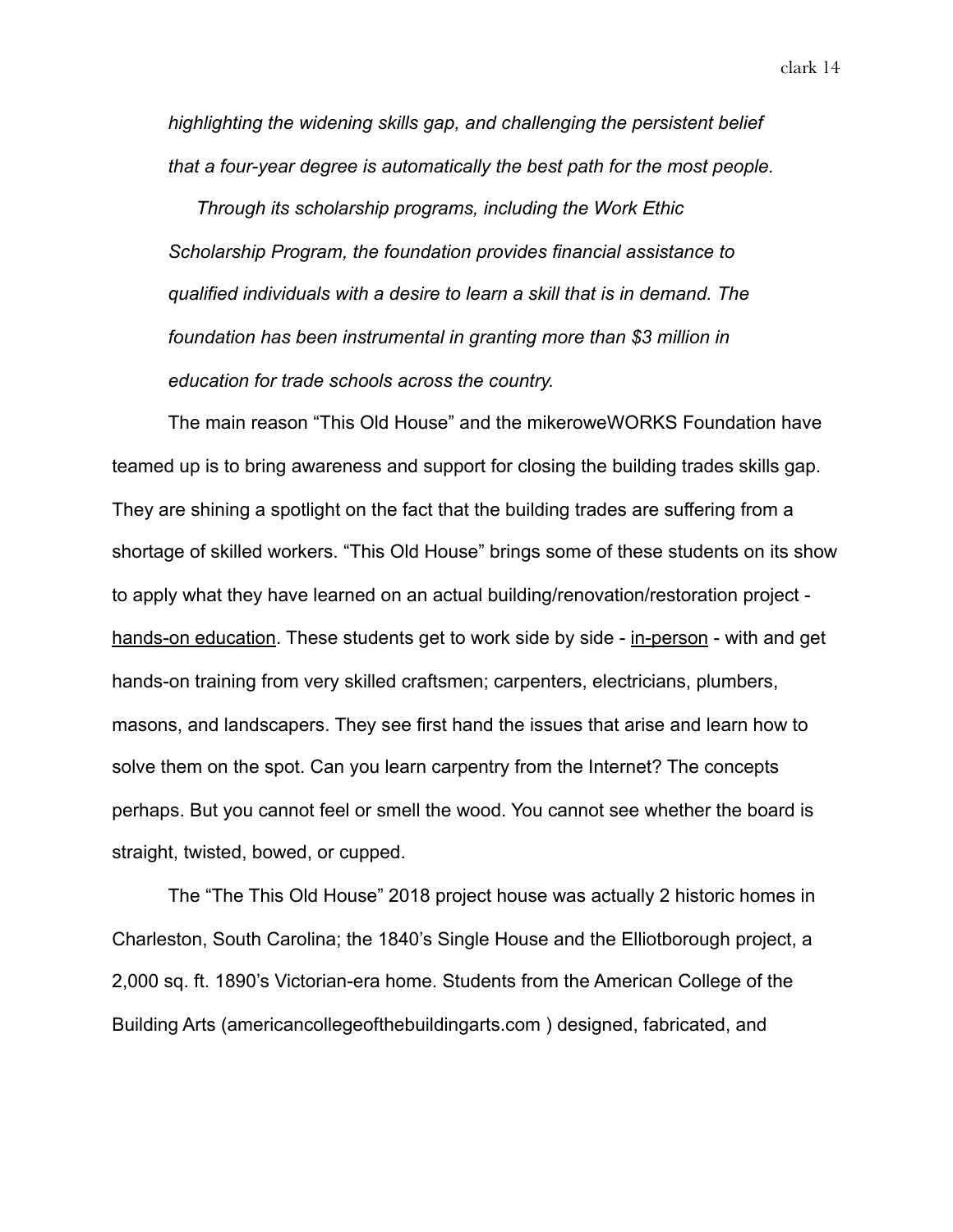*highlighting the widening skills gap, and challenging the persistent belief that a four-year degree is automatically the best path for the most people.*

*Through its scholarship programs, including the Work Ethic Scholarship Program, the foundation provides financial assistance to qualified individuals with a desire to learn a skill that is in demand. The foundation has been instrumental in granting more than $3 million in education for trade schools across the country.*

The main reason “This Old House” and the mikeroweWORKS Foundation have teamed up is to bring awareness and support for closing the building trades skills gap. They are shining a spotlight on the fact that the building trades are suffering from a shortage of skilled workers. “This Old House” brings some of these students on its show to apply what they have learned on an actual building/renovation/restoration project - <u>hands-on education</u>. These students get to work side by side - <u>in-person</u> - with and get hands-on training from very skilled craftsmen; carpenters, electricians, plumbers, masons, and landscapers. They see first hand the issues that arise and learn how to solve them on the spot. Can you learn carpentry from the Internet? The concepts perhaps. But you cannot feel or smell the wood. You cannot see whether the board is straight, twisted, bowed, or cupped.

The “The This Old House” 2018 project house was actually 2 historic homes in Charleston, South Carolina; the 1840’s Single House and the Elliotborough project, a 2,000 sq. ft. 1890’s Victorian-era home. Students from the American College of the Building Arts (americancollegeofthebuildingarts.com ) designed, fabricated, and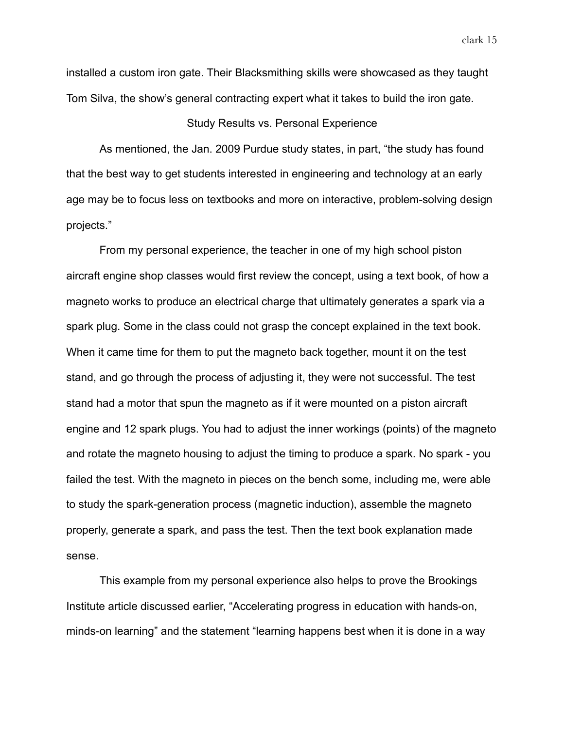installed a custom iron gate. Their Blacksmithing skills were showcased as they taught Tom Silva, the show's general contracting expert what it takes to build the iron gate.

## Study Results vs. Personal Experience

As mentioned, the Jan. 2009 Purdue study states, in part, "the study has found that the best way to get students interested in engineering and technology at an early age may be to focus less on textbooks and more on interactive, problem-solving design projects."

From my personal experience, the teacher in one of my high school piston aircraft engine shop classes would first review the concept, using a text book, of how a magneto works to produce an electrical charge that ultimately generates a spark via a spark plug. Some in the class could not grasp the concept explained in the text book. When it came time for them to put the magneto back together, mount it on the test stand, and go through the process of adjusting it, they were not successful. The test stand had a motor that spun the magneto as if it were mounted on a piston aircraft engine and 12 spark plugs. You had to adjust the inner workings (points) of the magneto and rotate the magneto housing to adjust the timing to produce a spark. No spark - you failed the test. With the magneto in pieces on the bench some, including me, were able to study the spark-generation process (magnetic induction), assemble the magneto properly, generate a spark, and pass the test. Then the text book explanation made sense.

This example from my personal experience also helps to prove the Brookings Institute article discussed earlier, "Accelerating progress in education with hands-on, minds-on learning" and the statement "learning happens best when it is done in a way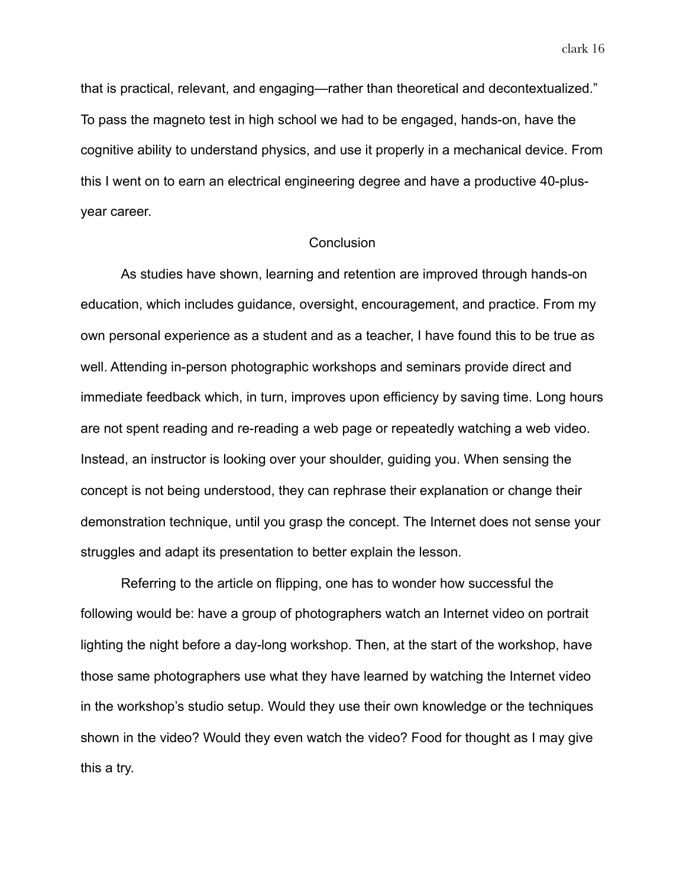that is practical, relevant, and engaging—rather than theoretical and decontextualized." To pass the magneto test in high school we had to be engaged, hands-on, have the cognitive ability to understand physics, and use it properly in a mechanical device. From this I went on to earn an electrical engineering degree and have a productive 40-plus-year career.

## Conclusion

As studies have shown, learning and retention are improved through hands-on education, which includes guidance, oversight, encouragement, and practice. From my own personal experience as a student and as a teacher, I have found this to be true as well. Attending in-person photographic workshops and seminars provide direct and immediate feedback which, in turn, improves upon efficiency by saving time. Long hours are not spent reading and re-reading a web page or repeatedly watching a web video. Instead, an instructor is looking over your shoulder, guiding you. When sensing the concept is not being understood, they can rephrase their explanation or change their demonstration technique, until you grasp the concept. The Internet does not sense your struggles and adapt its presentation to better explain the lesson.

Referring to the article on flipping, one has to wonder how successful the following would be: have a group of photographers watch an Internet video on portrait lighting the night before a day-long workshop. Then, at the start of the workshop, have those same photographers use what they have learned by watching the Internet video in the workshop's studio setup. Would they use their own knowledge or the techniques shown in the video? Would they even watch the video? Food for thought as I may give this a try.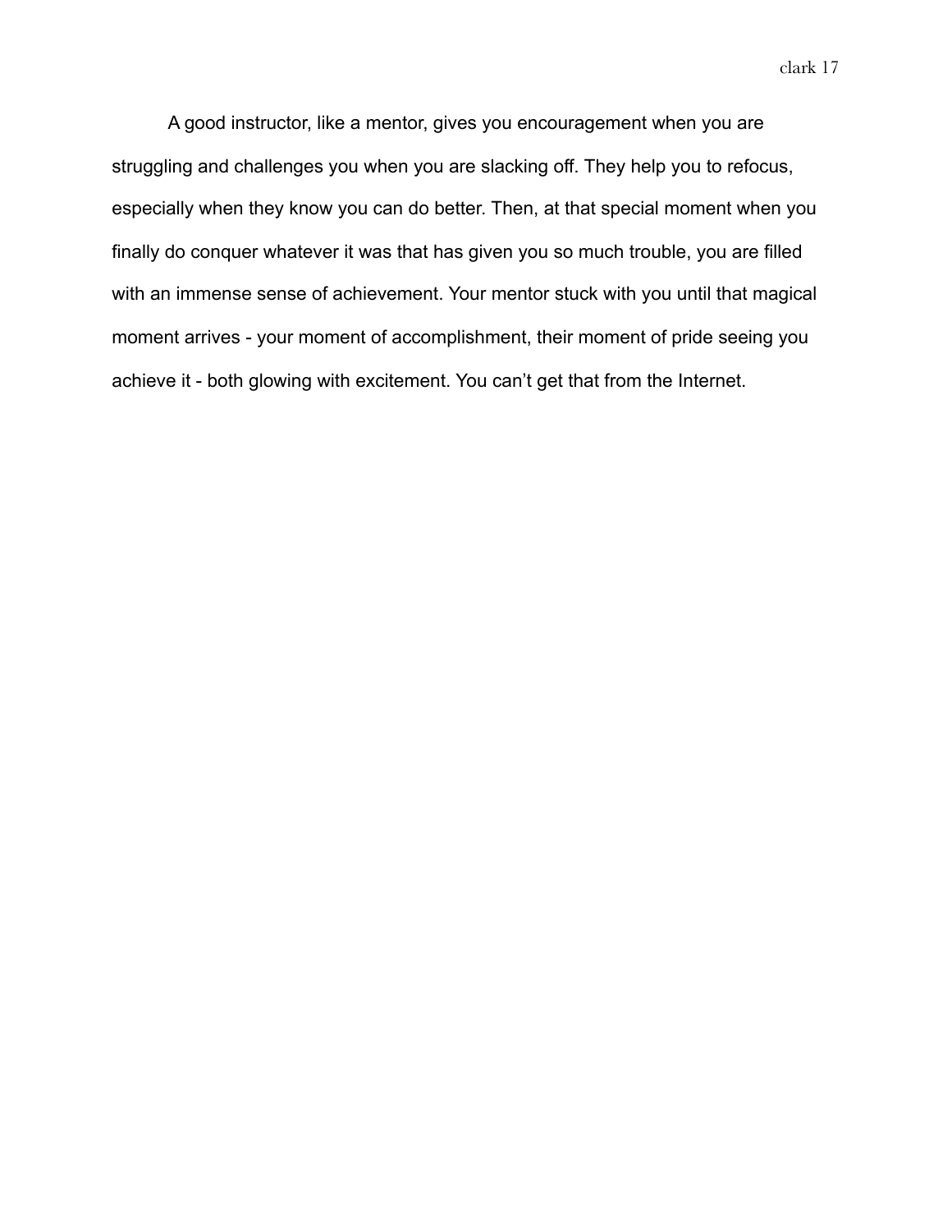A good instructor, like a mentor, gives you encouragement when you are struggling and challenges you when you are slacking off. They help you to refocus, especially when they know you can do better. Then, at that special moment when you finally do conquer whatever it was that has given you so much trouble, you are filled with an immense sense of achievement. Your mentor stuck with you until that magical moment arrives - your moment of accomplishment, their moment of pride seeing you achieve it - both glowing with excitement. You can't get that from the Internet.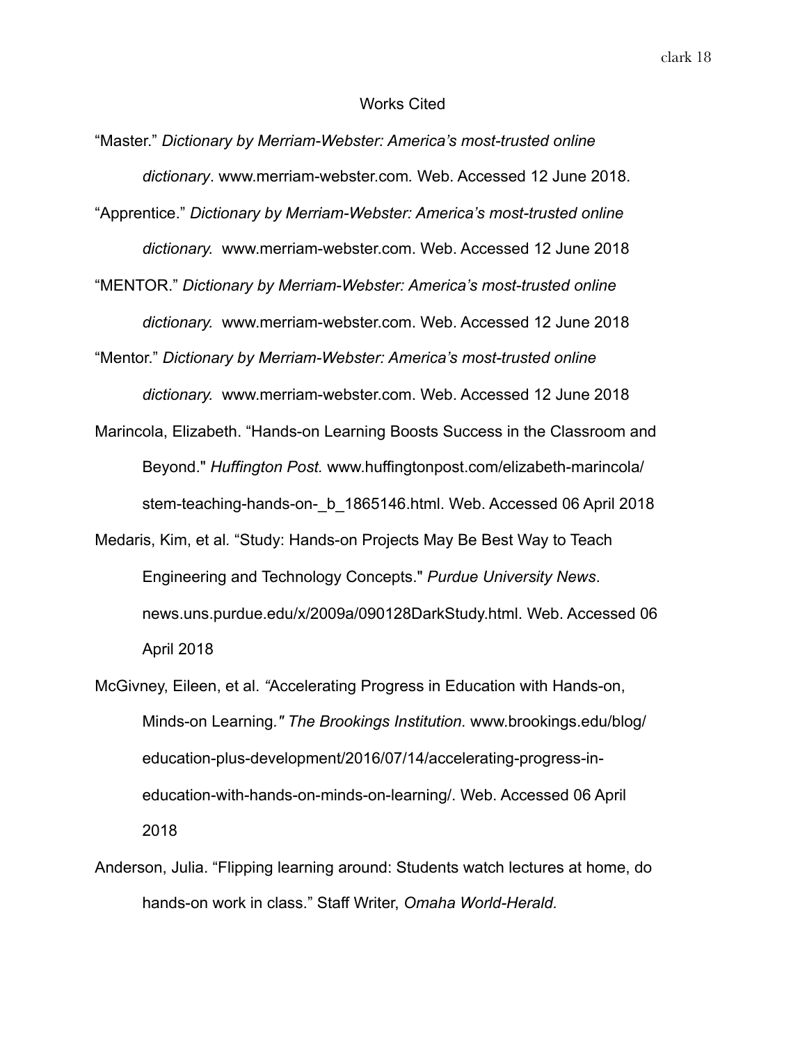# Works Cited

"Master." *Dictionary by Merriam-Webster: America's most-trusted online dictionary*. www.merriam-webster.com. Web. Accessed 12 June 2018.

"Apprentice." *Dictionary by Merriam-Webster: America's most-trusted online dictionary.* www.merriam-webster.com. Web. Accessed 12 June 2018

"MENTOR." *Dictionary by Merriam-Webster: America's most-trusted online dictionary.* www.merriam-webster.com. Web. Accessed 12 June 2018

"Mentor." *Dictionary by Merriam-Webster: America's most-trusted online dictionary.* www.merriam-webster.com. Web. Accessed 12 June 2018

Marincola, Elizabeth. "Hands-on Learning Boosts Success in the Classroom and Beyond." *Huffington Post.* www.huffingtonpost.com/elizabeth-marincola/stem-teaching-hands-on-_b_1865146.html. Web. Accessed 06 April 2018

Medaris, Kim, et al. "Study: Hands-on Projects May Be Best Way to Teach Engineering and Technology Concepts." *Purdue University News*. news.uns.purdue.edu/x/2009a/090128DarkStudy.html. Web. Accessed 06 April 2018

McGivney, Eileen, et al. "Accelerating Progress in Education with Hands-on, Minds-on Learning." *The Brookings Institution.* www.brookings.edu/blog/education-plus-development/2016/07/14/accelerating-progress-in-education-with-hands-on-minds-on-learning/. Web. Accessed 06 April 2018

Anderson, Julia. "Flipping learning around: Students watch lectures at home, do hands-on work in class." Staff Writer, *Omaha World-Herald.*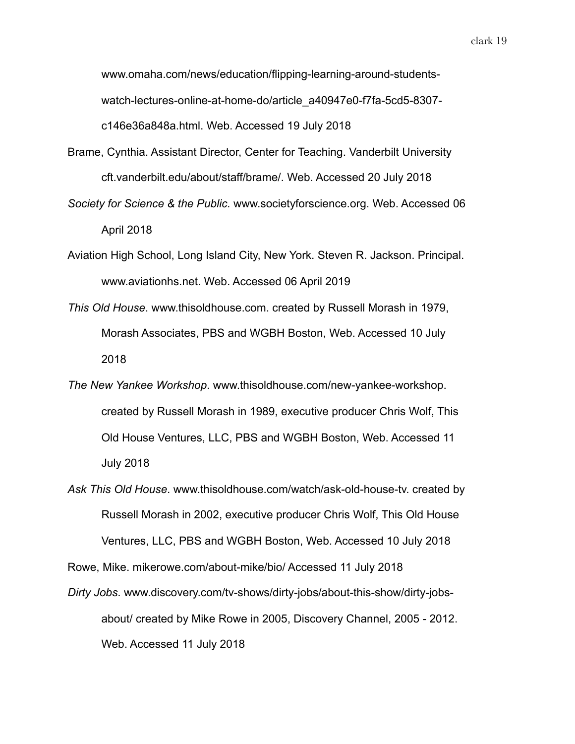www.omaha.com/news/education/flipping-learning-around-students-watch-lectures-online-at-home-do/article_a40947e0-f7fa-5cd5-8307-c146e36a848a.html. Web. Accessed 19 July 2018

Brame, Cynthia. Assistant Director, Center for Teaching. Vanderbilt University cft.vanderbilt.edu/about/staff/brame/. Web. Accessed 20 July 2018

*Society for Science & the Public.* www.societyforscience.org. Web. Accessed 06 April 2018

Aviation High School, Long Island City, New York. Steven R. Jackson. Principal. www.aviationhs.net. Web. Accessed 06 April 2019

*This Old House*. www.thisoldhouse.com. created by Russell Morash in 1979, Morash Associates, PBS and WGBH Boston, Web. Accessed 10 July 2018

*The New Yankee Workshop*. www.thisoldhouse.com/new-yankee-workshop. created by Russell Morash in 1989, executive producer Chris Wolf, This Old House Ventures, LLC, PBS and WGBH Boston, Web. Accessed 11 July 2018

*Ask This Old House*. www.thisoldhouse.com/watch/ask-old-house-tv. created by Russell Morash in 2002, executive producer Chris Wolf, This Old House Ventures, LLC, PBS and WGBH Boston, Web. Accessed 10 July 2018

Rowe, Mike. mikerowe.com/about-mike/bio/ Accessed 11 July 2018

*Dirty Jobs*. www.discovery.com/tv-shows/dirty-jobs/about-this-show/dirty-jobs-about/ created by Mike Rowe in 2005, Discovery Channel, 2005 - 2012. Web. Accessed 11 July 2018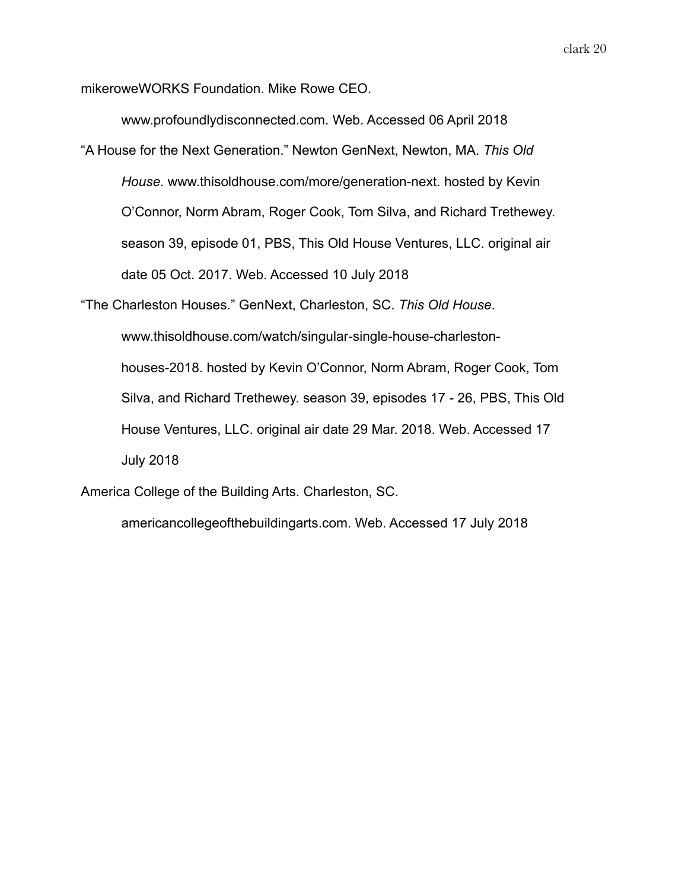mikeroweWORKS Foundation. Mike Rowe CEO. www.profoundlydisconnected.com. Web. Accessed 06 April 2018

"A House for the Next Generation." Newton GenNext, Newton, MA. *This Old House*. www.thisoldhouse.com/more/generation-next. hosted by Kevin O'Connor, Norm Abram, Roger Cook, Tom Silva, and Richard Trethewey. season 39, episode 01, PBS, This Old House Ventures, LLC. original air date 05 Oct. 2017. Web. Accessed 10 July 2018

"The Charleston Houses." GenNext, Charleston, SC. *This Old House*. www.thisoldhouse.com/watch/singular-single-house-charleston-houses-2018. hosted by Kevin O'Connor, Norm Abram, Roger Cook, Tom Silva, and Richard Trethewey. season 39, episodes 17 - 26, PBS, This Old House Ventures, LLC. original air date 29 Mar. 2018. Web. Accessed 17 July 2018

America College of the Building Arts. Charleston, SC. americancollegeofthebuildingarts.com. Web. Accessed 17 July 2018